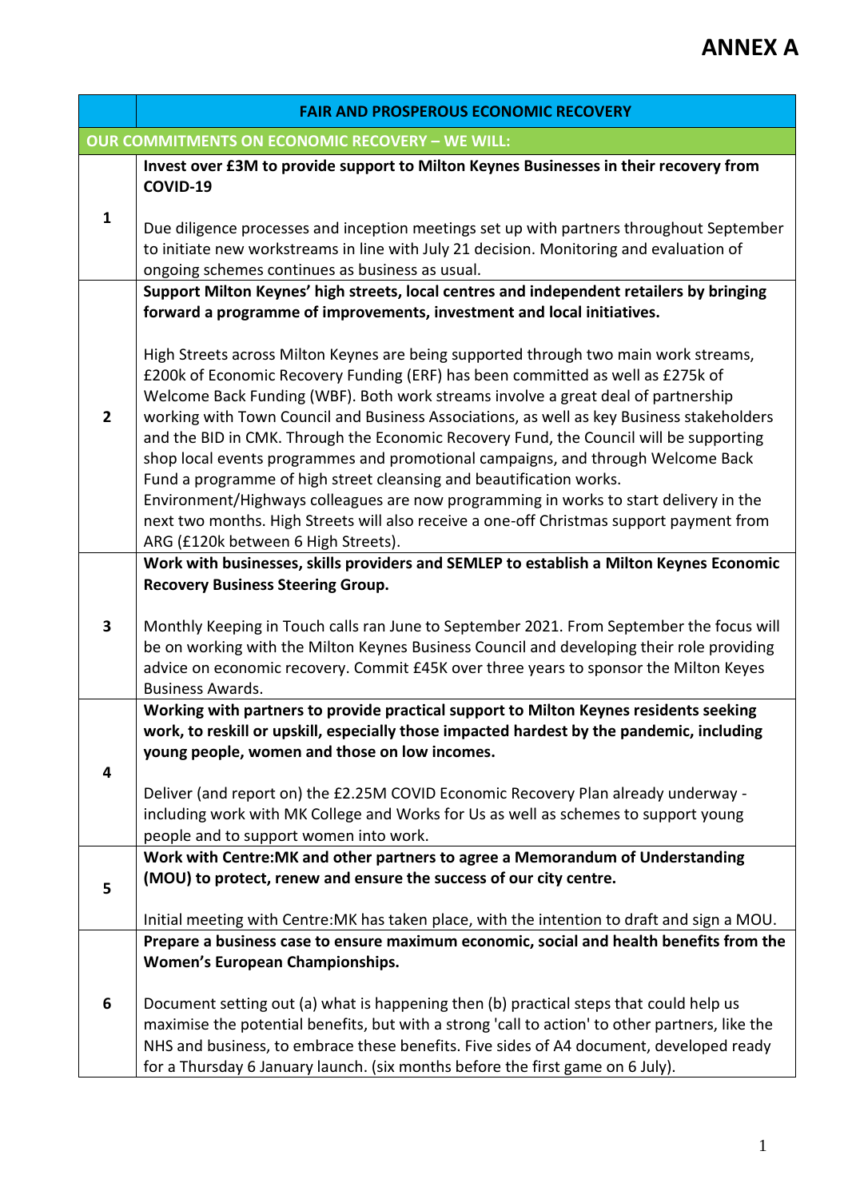# ANNEX A

| | FAIR AND PROSPEROUS ECONOMIC RECOVERY |
|---|---|
| **OUR COMMITMENTS ON ECONOMIC RECOVERY – WE WILL:** | |
| 1 | **Invest over £3M to provide support to Milton Keynes Businesses in their recovery from COVID-19**<br><br>Due diligence processes and inception meetings set up with partners throughout September to initiate new workstreams in line with July 21 decision. Monitoring and evaluation of ongoing schemes continues as business as usual. |
| 2 | **Support Milton Keynes' high streets, local centres and independent retailers by bringing forward a programme of improvements, investment and local initiatives.**<br><br>High Streets across Milton Keynes are being supported through two main work streams, £200k of Economic Recovery Funding (ERF) has been committed as well as £275k of Welcome Back Funding (WBF). Both work streams involve a great deal of partnership working with Town Council and Business Associations, as well as key Business stakeholders and the BID in CMK. Through the Economic Recovery Fund, the Council will be supporting shop local events programmes and promotional campaigns, and through Welcome Back Fund a programme of high street cleansing and beautification works. Environment/Highways colleagues are now programming in works to start delivery in the next two months. High Streets will also receive a one-off Christmas support payment from ARG (£120k between 6 High Streets). |
| 3 | **Work with businesses, skills providers and SEMLEP to establish a Milton Keynes Economic Recovery Business Steering Group.**<br><br>Monthly Keeping in Touch calls ran June to September 2021. From September the focus will be on working with the Milton Keynes Business Council and developing their role providing advice on economic recovery. Commit £45K over three years to sponsor the Milton Keyes Business Awards. |
| 4 | **Working with partners to provide practical support to Milton Keynes residents seeking work, to reskill or upskill, especially those impacted hardest by the pandemic, including young people, women and those on low incomes.**<br><br>Deliver (and report on) the £2.25M COVID Economic Recovery Plan already underway - including work with MK College and Works for Us as well as schemes to support young people and to support women into work. |
| 5 | **Work with Centre:MK and other partners to agree a Memorandum of Understanding (MOU) to protect, renew and ensure the success of our city centre.**<br><br>Initial meeting with Centre:MK has taken place, with the intention to draft and sign a MOU. |
| 6 | **Prepare a business case to ensure maximum economic, social and health benefits from the Women's European Championships.**<br><br>Document setting out (a) what is happening then (b) practical steps that could help us maximise the potential benefits, but with a strong 'call to action' to other partners, like the NHS and business, to embrace these benefits. Five sides of A4 document, developed ready for a Thursday 6 January launch. (six months before the first game on 6 July). |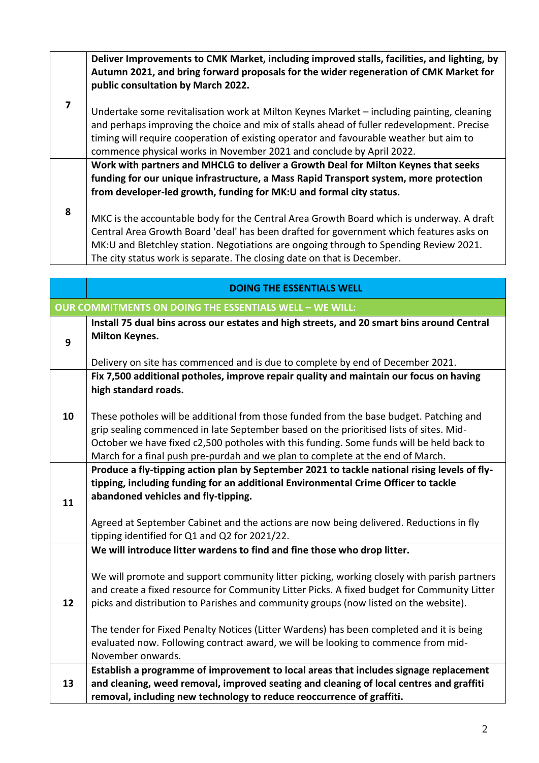| | |
|---|---|
| 7 | **Deliver Improvements to CMK Market, including improved stalls, facilities, and lighting, by Autumn 2021, and bring forward proposals for the wider regeneration of CMK Market for public consultation by March 2022.**<br><br>Undertake some revitalisation work at Milton Keynes Market – including painting, cleaning and perhaps improving the choice and mix of stalls ahead of fuller redevelopment. Precise timing will require cooperation of existing operator and favourable weather but aim to commence physical works in November 2021 and conclude by April 2022. |
| 8 | **Work with partners and MHCLG to deliver a Growth Deal for Milton Keynes that seeks funding for our unique infrastructure, a Mass Rapid Transport system, more protection from developer-led growth, funding for MK:U and formal city status.**<br><br>MKC is the accountable body for the Central Area Growth Board which is underway. A draft Central Area Growth Board 'deal' has been drafted for government which features asks on MK:U and Bletchley station. Negotiations are ongoing through to Spending Review 2021. The city status work is separate. The closing date on that is December. |

| | **DOING THE ESSENTIALS WELL** |
|---|---|
| **OUR COMMITMENTS ON DOING THE ESSENTIALS WELL – WE WILL:** | |
| 9 | **Install 75 dual bins across our estates and high streets, and 20 smart bins around Central Milton Keynes.**<br><br>Delivery on site has commenced and is due to complete by end of December 2021. |
| 10 | **Fix 7,500 additional potholes, improve repair quality and maintain our focus on having high standard roads.**<br><br>These potholes will be additional from those funded from the base budget. Patching and grip sealing commenced in late September based on the prioritised lists of sites. Mid-October we have fixed c2,500 potholes with this funding. Some funds will be held back to March for a final push pre-purdah and we plan to complete at the end of March. |
| 11 | **Produce a fly-tipping action plan by September 2021 to tackle national rising levels of fly-tipping, including funding for an additional Environmental Crime Officer to tackle abandoned vehicles and fly-tipping.**<br><br>Agreed at September Cabinet and the actions are now being delivered. Reductions in fly tipping identified for Q1 and Q2 for 2021/22. |
| 12 | **We will introduce litter wardens to find and fine those who drop litter.**<br><br>We will promote and support community litter picking, working closely with parish partners and create a fixed resource for Community Litter Picks. A fixed budget for Community Litter picks and distribution to Parishes and community groups (now listed on the website).<br><br>The tender for Fixed Penalty Notices (Litter Wardens) has been completed and it is being evaluated now. Following contract award, we will be looking to commence from mid-November onwards. |
| 13 | **Establish a programme of improvement to local areas that includes signage replacement and cleaning, weed removal, improved seating and cleaning of local centres and graffiti removal, including new technology to reduce reoccurrence of graffiti.** |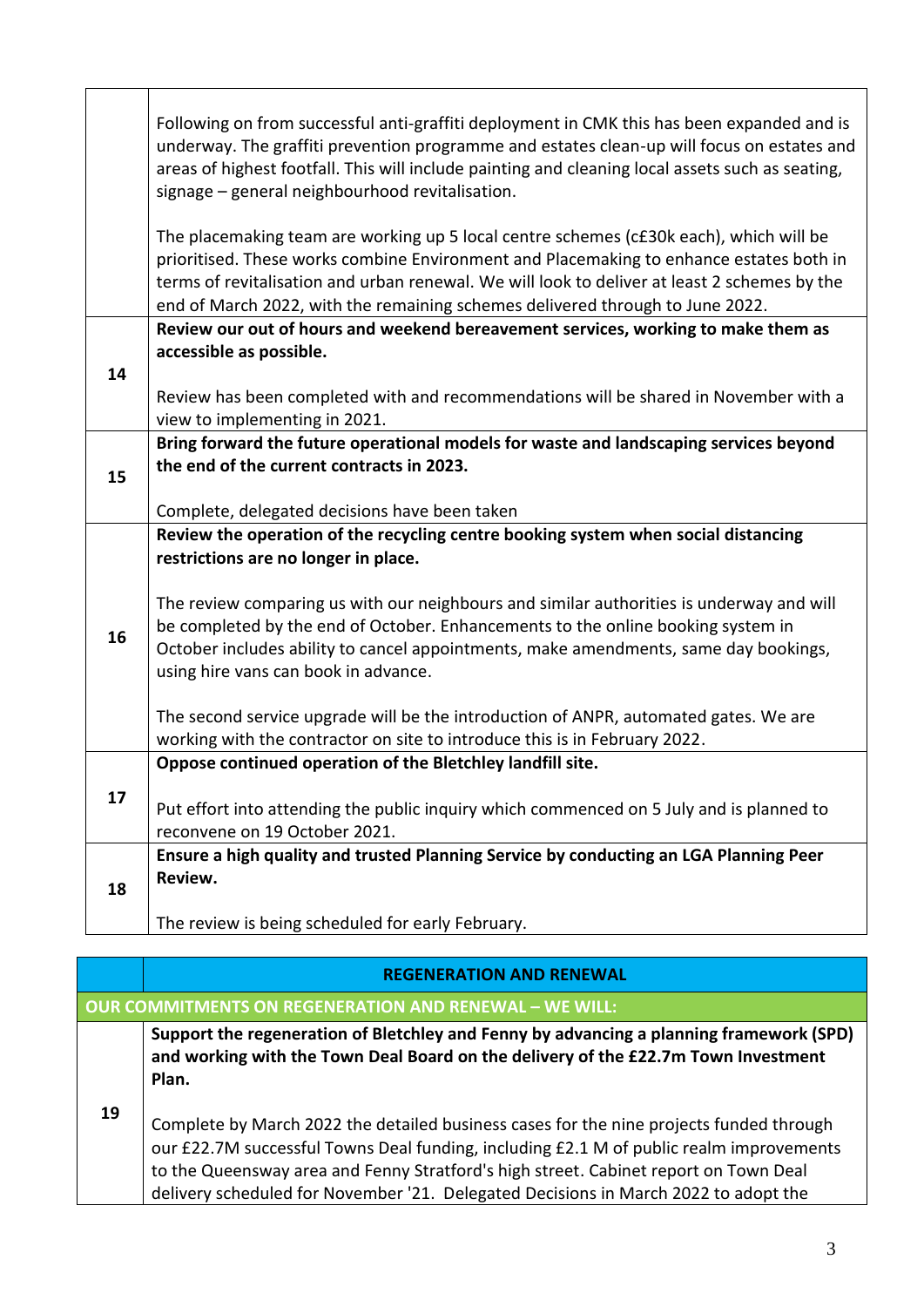| | |
|---|---|
| | Following on from successful anti-graffiti deployment in CMK this has been expanded and is underway. The graffiti prevention programme and estates clean-up will focus on estates and areas of highest footfall. This will include painting and cleaning local assets such as seating, signage – general neighbourhood revitalisation.<br><br>The placemaking team are working up 5 local centre schemes (c£30k each), which will be prioritised. These works combine Environment and Placemaking to enhance estates both in terms of revitalisation and urban renewal. We will look to deliver at least 2 schemes by the end of March 2022, with the remaining schemes delivered through to June 2022. |
| 14 | **Review our out of hours and weekend bereavement services, working to make them as accessible as possible.**<br><br>Review has been completed with and recommendations will be shared in November with a view to implementing in 2021. |
| 15 | **Bring forward the future operational models for waste and landscaping services beyond the end of the current contracts in 2023.**<br><br>Complete, delegated decisions have been taken |
| 16 | **Review the operation of the recycling centre booking system when social distancing restrictions are no longer in place.**<br><br>The review comparing us with our neighbours and similar authorities is underway and will be completed by the end of October. Enhancements to the online booking system in October includes ability to cancel appointments, make amendments, same day bookings, using hire vans can book in advance.<br><br>The second service upgrade will be the introduction of ANPR, automated gates. We are working with the contractor on site to introduce this is in February 2022. |
| 17 | **Oppose continued operation of the Bletchley landfill site.**<br><br>Put effort into attending the public inquiry which commenced on 5 July and is planned to reconvene on 19 October 2021. |
| 18 | **Ensure a high quality and trusted Planning Service by conducting an LGA Planning Peer Review.**<br><br>The review is being scheduled for early February. |

| | **REGENERATION AND RENEWAL** |
|---|---|
| **OUR COMMITMENTS ON REGENERATION AND RENEWAL – WE WILL:** | |
| 19 | **Support the regeneration of Bletchley and Fenny by advancing a planning framework (SPD) and working with the Town Deal Board on the delivery of the £22.7m Town Investment Plan.**<br><br>Complete by March 2022 the detailed business cases for the nine projects funded through our £22.7M successful Towns Deal funding, including £2.1 M of public realm improvements to the Queensway area and Fenny Stratford's high street. Cabinet report on Town Deal delivery scheduled for November '21. Delegated Decisions in March 2022 to adopt the |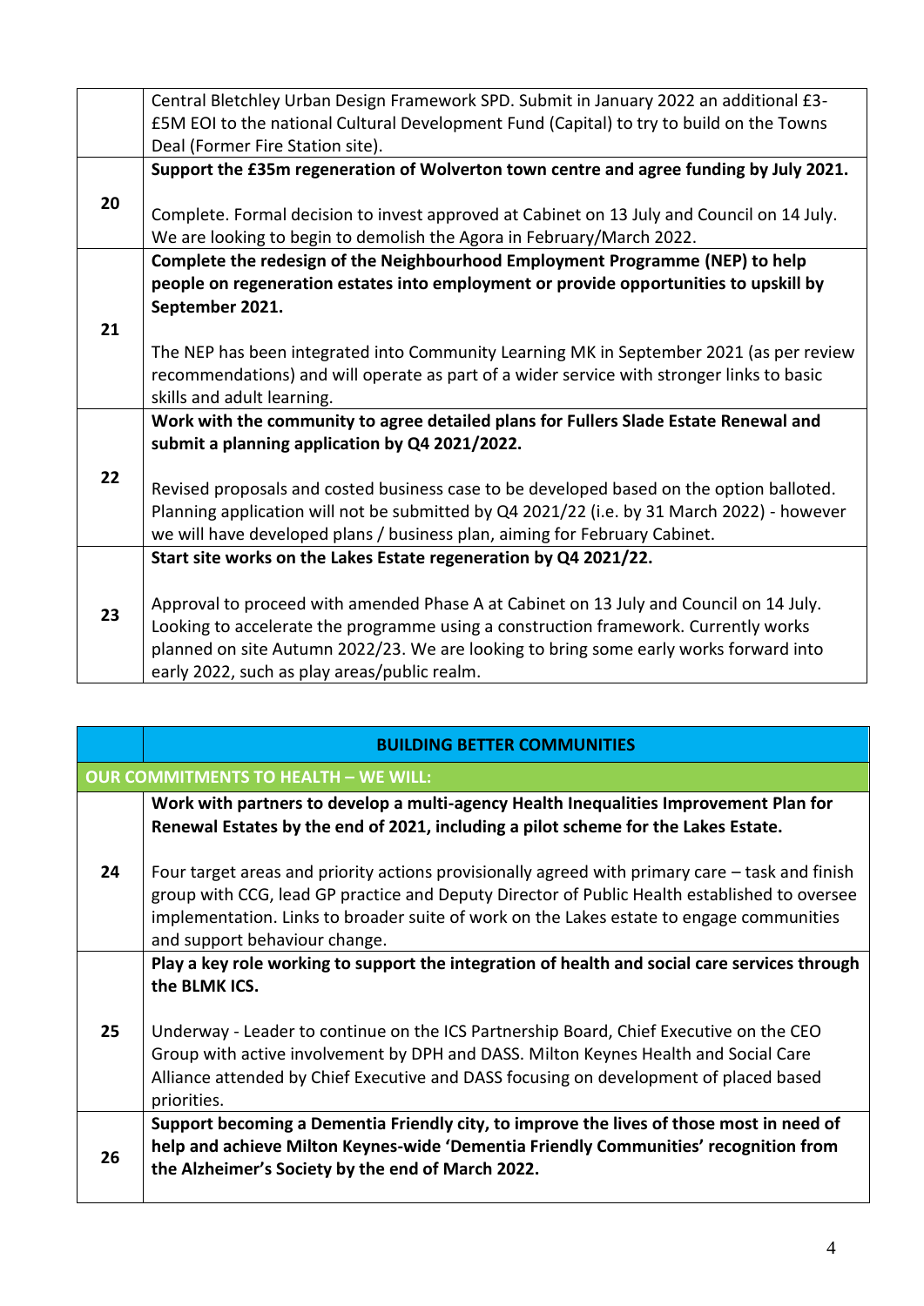| | |
|---|---|
| | Central Bletchley Urban Design Framework SPD. Submit in January 2022 an additional £3-£5M EOI to the national Cultural Development Fund (Capital) to try to build on the Towns Deal (Former Fire Station site). |
| 20 | **Support the £35m regeneration of Wolverton town centre and agree funding by July 2021.**<br><br>Complete. Formal decision to invest approved at Cabinet on 13 July and Council on 14 July. We are looking to begin to demolish the Agora in February/March 2022. |
| 21 | **Complete the redesign of the Neighbourhood Employment Programme (NEP) to help people on regeneration estates into employment or provide opportunities to upskill by September 2021.**<br><br>The NEP has been integrated into Community Learning MK in September 2021 (as per review recommendations) and will operate as part of a wider service with stronger links to basic skills and adult learning. |
| 22 | **Work with the community to agree detailed plans for Fullers Slade Estate Renewal and submit a planning application by Q4 2021/2022.**<br><br>Revised proposals and costed business case to be developed based on the option balloted. Planning application will not be submitted by Q4 2021/22 (i.e. by 31 March 2022) - however we will have developed plans / business plan, aiming for February Cabinet. |
| 23 | **Start site works on the Lakes Estate regeneration by Q4 2021/22.**<br><br>Approval to proceed with amended Phase A at Cabinet on 13 July and Council on 14 July. Looking to accelerate the programme using a construction framework. Currently works planned on site Autumn 2022/23. We are looking to bring some early works forward into early 2022, such as play areas/public realm. |

| | **BUILDING BETTER COMMUNITIES** |
|---|---|
| **OUR COMMITMENTS TO HEALTH – WE WILL:** | |
| 24 | **Work with partners to develop a multi-agency Health Inequalities Improvement Plan for Renewal Estates by the end of 2021, including a pilot scheme for the Lakes Estate.**<br><br>Four target areas and priority actions provisionally agreed with primary care – task and finish group with CCG, lead GP practice and Deputy Director of Public Health established to oversee implementation. Links to broader suite of work on the Lakes estate to engage communities and support behaviour change. |
| 25 | **Play a key role working to support the integration of health and social care services through the BLMK ICS.**<br><br>Underway - Leader to continue on the ICS Partnership Board, Chief Executive on the CEO Group with active involvement by DPH and DASS. Milton Keynes Health and Social Care Alliance attended by Chief Executive and DASS focusing on development of placed based priorities. |
| 26 | **Support becoming a Dementia Friendly city, to improve the lives of those most in need of help and achieve Milton Keynes-wide 'Dementia Friendly Communities' recognition from the Alzheimer's Society by the end of March 2022.** |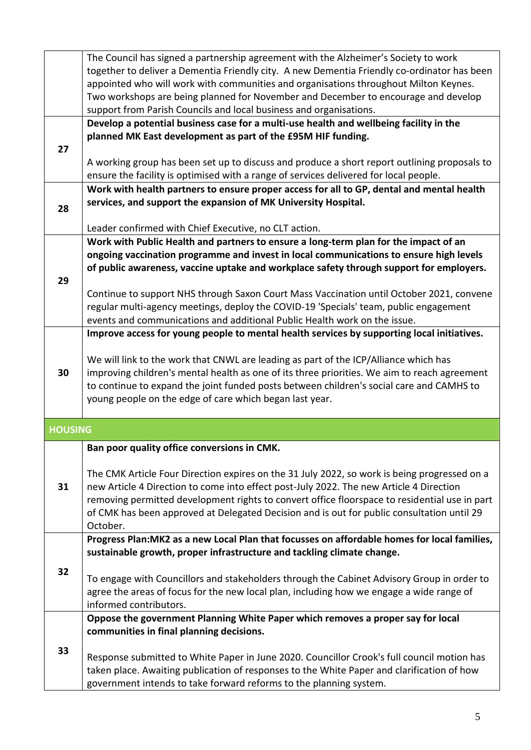| | |
|---|---|
| | The Council has signed a partnership agreement with the Alzheimer's Society to work together to deliver a Dementia Friendly city. A new Dementia Friendly co-ordinator has been appointed who will work with communities and organisations throughout Milton Keynes. Two workshops are being planned for November and December to encourage and develop support from Parish Councils and local business and organisations. |
| 27 | **Develop a potential business case for a multi-use health and wellbeing facility in the planned MK East development as part of the £95M HIF funding.**<br><br>A working group has been set up to discuss and produce a short report outlining proposals to ensure the facility is optimised with a range of services delivered for local people. |
| 28 | **Work with health partners to ensure proper access for all to GP, dental and mental health services, and support the expansion of MK University Hospital.**<br><br>Leader confirmed with Chief Executive, no CLT action. |
| 29 | **Work with Public Health and partners to ensure a long-term plan for the impact of an ongoing vaccination programme and invest in local communications to ensure high levels of public awareness, vaccine uptake and workplace safety through support for employers.**<br><br>Continue to support NHS through Saxon Court Mass Vaccination until October 2021, convene regular multi-agency meetings, deploy the COVID-19 'Specials' team, public engagement events and communications and additional Public Health work on the issue. |
| 30 | **Improve access for young people to mental health services by supporting local initiatives.**<br><br>We will link to the work that CNWL are leading as part of the ICP/Alliance which has improving children's mental health as one of its three priorities. We aim to reach agreement to continue to expand the joint funded posts between children's social care and CAMHS to young people on the edge of care which began last year. |
| **HOUSING** | |
| 31 | **Ban poor quality office conversions in CMK.**<br><br>The CMK Article Four Direction expires on the 31 July 2022, so work is being progressed on a new Article 4 Direction to come into effect post-July 2022. The new Article 4 Direction removing permitted development rights to convert office floorspace to residential use in part of CMK has been approved at Delegated Decision and is out for public consultation until 29 October. |
| 32 | **Progress Plan:MK2 as a new Local Plan that focusses on affordable homes for local families, sustainable growth, proper infrastructure and tackling climate change.**<br><br>To engage with Councillors and stakeholders through the Cabinet Advisory Group in order to agree the areas of focus for the new local plan, including how we engage a wide range of informed contributors. |
| 33 | **Oppose the government Planning White Paper which removes a proper say for local communities in final planning decisions.**<br><br>Response submitted to White Paper in June 2020. Councillor Crook's full council motion has taken place. Awaiting publication of responses to the White Paper and clarification of how government intends to take forward reforms to the planning system. |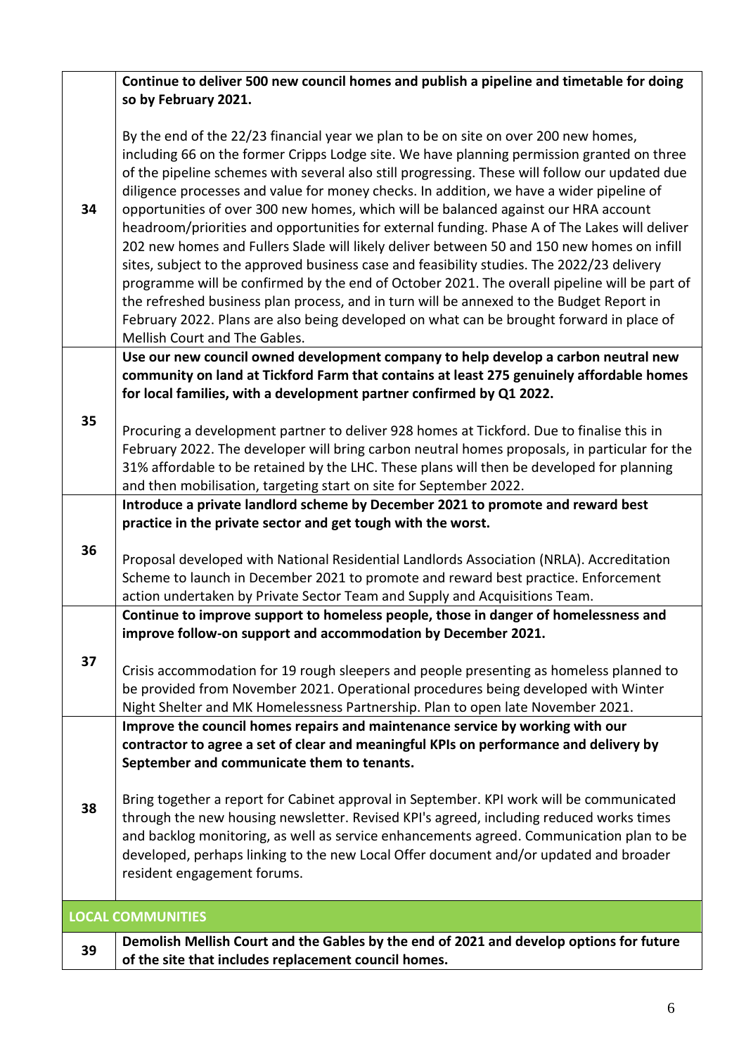| | |
|---|---|
| 34 | **Continue to deliver 500 new council homes and publish a pipeline and timetable for doing so by February 2021.**<br><br>By the end of the 22/23 financial year we plan to be on site on over 200 new homes, including 66 on the former Cripps Lodge site. We have planning permission granted on three of the pipeline schemes with several also still progressing. These will follow our updated due diligence processes and value for money checks. In addition, we have a wider pipeline of opportunities of over 300 new homes, which will be balanced against our HRA account headroom/priorities and opportunities for external funding. Phase A of The Lakes will deliver 202 new homes and Fullers Slade will likely deliver between 50 and 150 new homes on infill sites, subject to the approved business case and feasibility studies. The 2022/23 delivery programme will be confirmed by the end of October 2021. The overall pipeline will be part of the refreshed business plan process, and in turn will be annexed to the Budget Report in February 2022. Plans are also being developed on what can be brought forward in place of Mellish Court and The Gables. |
| 35 | **Use our new council owned development company to help develop a carbon neutral new community on land at Tickford Farm that contains at least 275 genuinely affordable homes for local families, with a development partner confirmed by Q1 2022.**<br><br>Procuring a development partner to deliver 928 homes at Tickford. Due to finalise this in February 2022. The developer will bring carbon neutral homes proposals, in particular for the 31% affordable to be retained by the LHC. These plans will then be developed for planning and then mobilisation, targeting start on site for September 2022. |
| 36 | **Introduce a private landlord scheme by December 2021 to promote and reward best practice in the private sector and get tough with the worst.**<br><br>Proposal developed with National Residential Landlords Association (NRLA). Accreditation Scheme to launch in December 2021 to promote and reward best practice. Enforcement action undertaken by Private Sector Team and Supply and Acquisitions Team. |
| 37 | **Continue to improve support to homeless people, those in danger of homelessness and improve follow-on support and accommodation by December 2021.**<br><br>Crisis accommodation for 19 rough sleepers and people presenting as homeless planned to be provided from November 2021. Operational procedures being developed with Winter Night Shelter and MK Homelessness Partnership. Plan to open late November 2021. |
| 38 | **Improve the council homes repairs and maintenance service by working with our contractor to agree a set of clear and meaningful KPIs on performance and delivery by September and communicate them to tenants.**<br><br>Bring together a report for Cabinet approval in September. KPI work will be communicated through the new housing newsletter. Revised KPI's agreed, including reduced works times and backlog monitoring, as well as service enhancements agreed. Communication plan to be developed, perhaps linking to the new Local Offer document and/or updated and broader resident engagement forums. |
| **LOCAL COMMUNITIES** | |
| 39 | **Demolish Mellish Court and the Gables by the end of 2021 and develop options for future of the site that includes replacement council homes.** |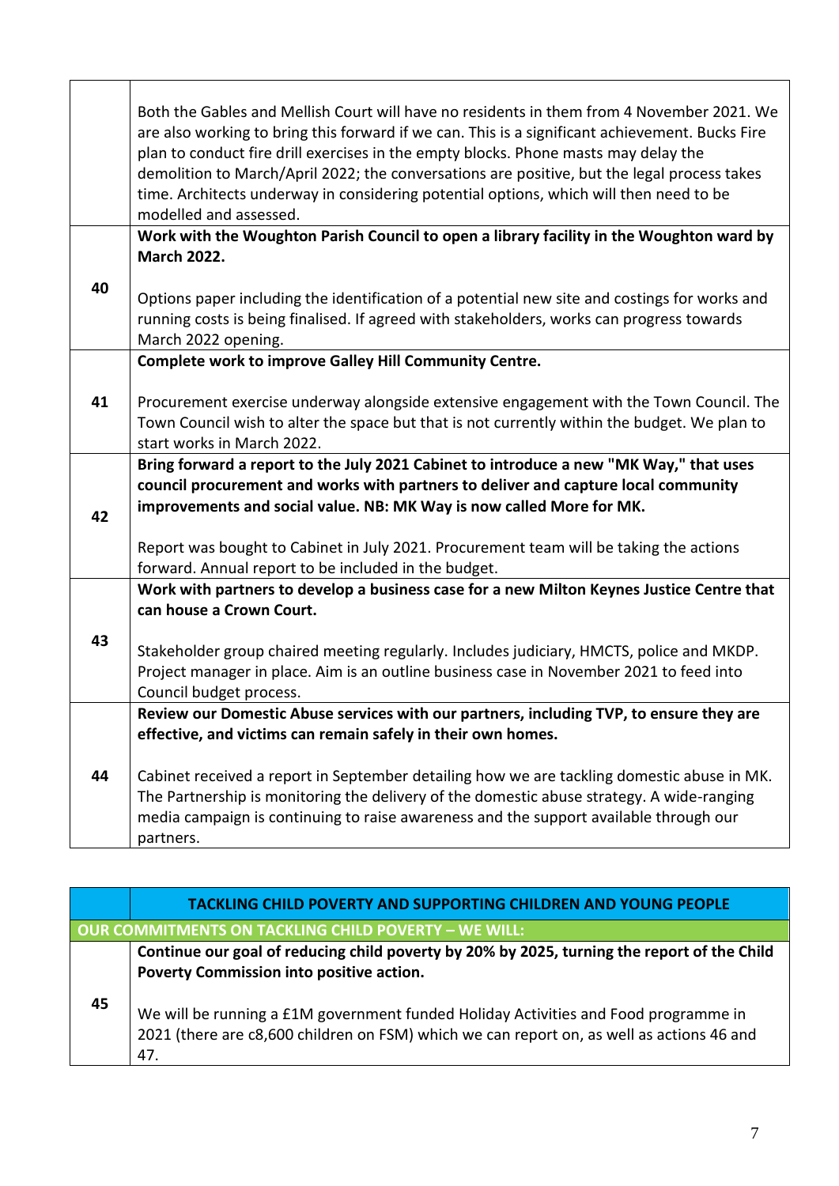| | |
|---|---|
| | Both the Gables and Mellish Court will have no residents in them from 4 November 2021. We are also working to bring this forward if we can. This is a significant achievement. Bucks Fire plan to conduct fire drill exercises in the empty blocks. Phone masts may delay the demolition to March/April 2022; the conversations are positive, but the legal process takes time. Architects underway in considering potential options, which will then need to be modelled and assessed. |
| 40 | **Work with the Woughton Parish Council to open a library facility in the Woughton ward by March 2022.**<br><br>Options paper including the identification of a potential new site and costings for works and running costs is being finalised. If agreed with stakeholders, works can progress towards March 2022 opening. |
| 41 | **Complete work to improve Galley Hill Community Centre.**<br><br>Procurement exercise underway alongside extensive engagement with the Town Council. The Town Council wish to alter the space but that is not currently within the budget. We plan to start works in March 2022. |
| 42 | **Bring forward a report to the July 2021 Cabinet to introduce a new "MK Way," that uses council procurement and works with partners to deliver and capture local community improvements and social value. NB: MK Way is now called More for MK.**<br><br>Report was bought to Cabinet in July 2021. Procurement team will be taking the actions forward. Annual report to be included in the budget. |
| 43 | **Work with partners to develop a business case for a new Milton Keynes Justice Centre that can house a Crown Court.**<br><br>Stakeholder group chaired meeting regularly. Includes judiciary, HMCTS, police and MKDP. Project manager in place. Aim is an outline business case in November 2021 to feed into Council budget process. |
| 44 | **Review our Domestic Abuse services with our partners, including TVP, to ensure they are effective, and victims can remain safely in their own homes.**<br><br>Cabinet received a report in September detailing how we are tackling domestic abuse in MK. The Partnership is monitoring the delivery of the domestic abuse strategy. A wide-ranging media campaign is continuing to raise awareness and the support available through our partners. |

| | **TACKLING CHILD POVERTY AND SUPPORTING CHILDREN AND YOUNG PEOPLE** |
|---|---|
| **OUR COMMITMENTS ON TACKLING CHILD POVERTY – WE WILL:** | |
| 45 | **Continue our goal of reducing child poverty by 20% by 2025, turning the report of the Child Poverty Commission into positive action.**<br><br>We will be running a £1M government funded Holiday Activities and Food programme in 2021 (there are c8,600 children on FSM) which we can report on, as well as actions 46 and 47. |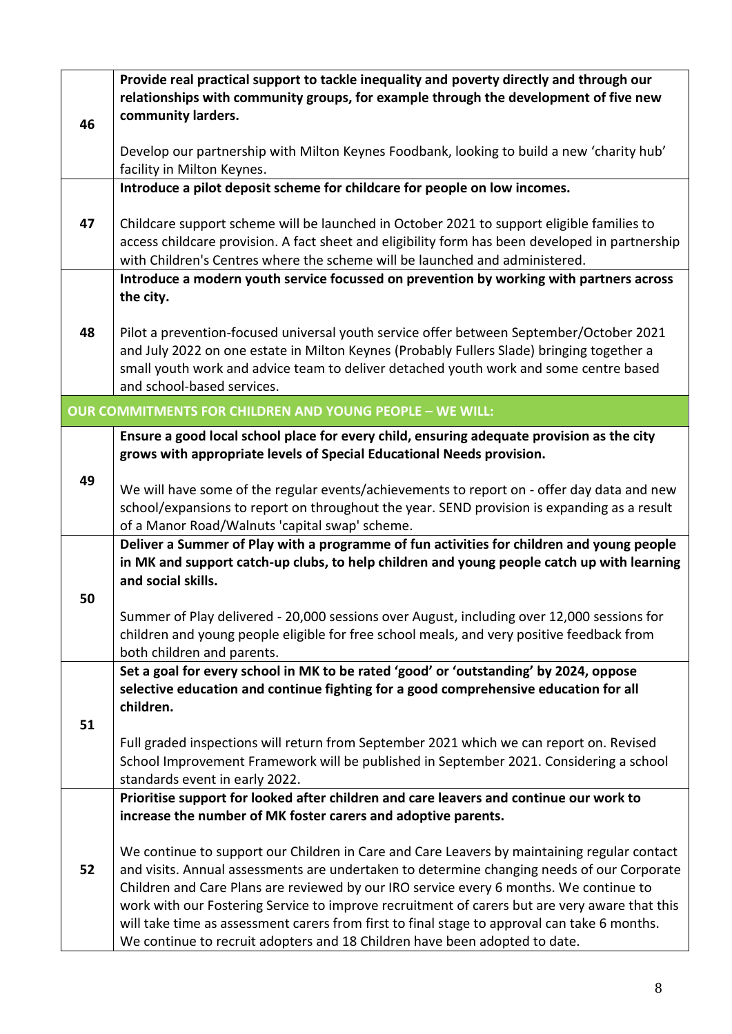| | |
|---|---|
| 46 | **Provide real practical support to tackle inequality and poverty directly and through our relationships with community groups, for example through the development of five new community larders.**<br><br>Develop our partnership with Milton Keynes Foodbank, looking to build a new 'charity hub' facility in Milton Keynes. |
| 47 | **Introduce a pilot deposit scheme for childcare for people on low incomes.**<br><br>Childcare support scheme will be launched in October 2021 to support eligible families to access childcare provision. A fact sheet and eligibility form has been developed in partnership with Children's Centres where the scheme will be launched and administered. |
| 48 | **Introduce a modern youth service focussed on prevention by working with partners across the city.**<br><br>Pilot a prevention-focused universal youth service offer between September/October 2021 and July 2022 on one estate in Milton Keynes (Probably Fullers Slade) bringing together a small youth work and advice team to deliver detached youth work and some centre based and school-based services. |
| **OUR COMMITMENTS FOR CHILDREN AND YOUNG PEOPLE – WE WILL:** | |
| 49 | **Ensure a good local school place for every child, ensuring adequate provision as the city grows with appropriate levels of Special Educational Needs provision.**<br><br>We will have some of the regular events/achievements to report on - offer day data and new school/expansions to report on throughout the year. SEND provision is expanding as a result of a Manor Road/Walnuts 'capital swap' scheme. |
| 50 | **Deliver a Summer of Play with a programme of fun activities for children and young people in MK and support catch-up clubs, to help children and young people catch up with learning and social skills.**<br><br>Summer of Play delivered - 20,000 sessions over August, including over 12,000 sessions for children and young people eligible for free school meals, and very positive feedback from both children and parents. |
| 51 | **Set a goal for every school in MK to be rated 'good' or 'outstanding' by 2024, oppose selective education and continue fighting for a good comprehensive education for all children.**<br><br>Full graded inspections will return from September 2021 which we can report on. Revised School Improvement Framework will be published in September 2021. Considering a school standards event in early 2022. |
| 52 | **Prioritise support for looked after children and care leavers and continue our work to increase the number of MK foster carers and adoptive parents.**<br><br>We continue to support our Children in Care and Care Leavers by maintaining regular contact and visits. Annual assessments are undertaken to determine changing needs of our Corporate Children and Care Plans are reviewed by our IRO service every 6 months. We continue to work with our Fostering Service to improve recruitment of carers but are very aware that this will take time as assessment carers from first to final stage to approval can take 6 months. We continue to recruit adopters and 18 Children have been adopted to date. |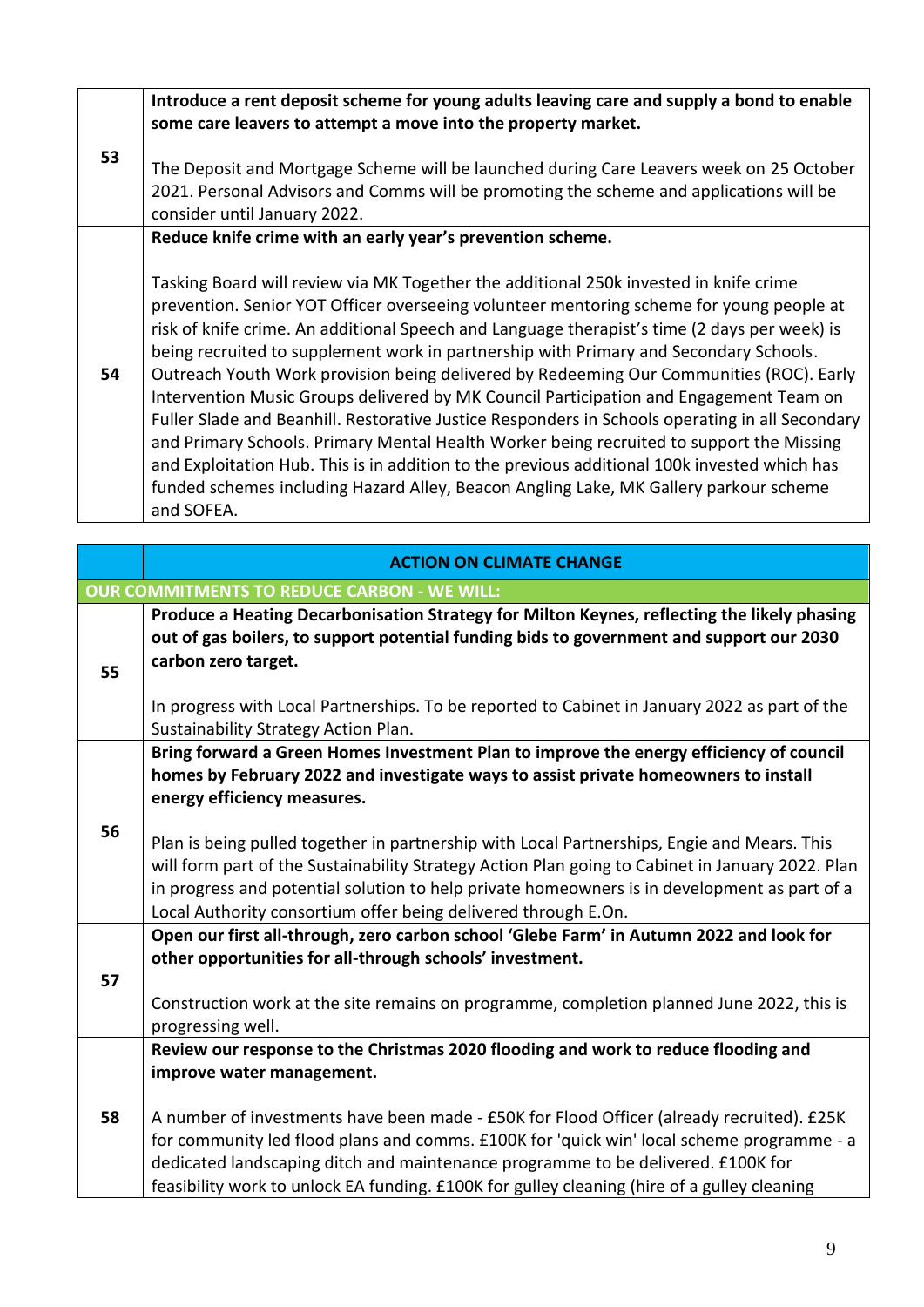| | |
|---|---|
| 53 | **Introduce a rent deposit scheme for young adults leaving care and supply a bond to enable some care leavers to attempt a move into the property market.**<br><br>The Deposit and Mortgage Scheme will be launched during Care Leavers week on 25 October 2021. Personal Advisors and Comms will be promoting the scheme and applications will be consider until January 2022. |
| 54 | **Reduce knife crime with an early year's prevention scheme.**<br><br>Tasking Board will review via MK Together the additional 250k invested in knife crime prevention. Senior YOT Officer overseeing volunteer mentoring scheme for young people at risk of knife crime. An additional Speech and Language therapist's time (2 days per week) is being recruited to supplement work in partnership with Primary and Secondary Schools. Outreach Youth Work provision being delivered by Redeeming Our Communities (ROC). Early Intervention Music Groups delivered by MK Council Participation and Engagement Team on Fuller Slade and Beanhill. Restorative Justice Responders in Schools operating in all Secondary and Primary Schools. Primary Mental Health Worker being recruited to support the Missing and Exploitation Hub. This is in addition to the previous additional 100k invested which has funded schemes including Hazard Alley, Beacon Angling Lake, MK Gallery parkour scheme and SOFEA. |

| | **ACTION ON CLIMATE CHANGE** |
|---|---|
| **OUR COMMITMENTS TO REDUCE CARBON - WE WILL:** | |
| 55 | **Produce a Heating Decarbonisation Strategy for Milton Keynes, reflecting the likely phasing out of gas boilers, to support potential funding bids to government and support our 2030 carbon zero target.**<br><br>In progress with Local Partnerships. To be reported to Cabinet in January 2022 as part of the Sustainability Strategy Action Plan. |
| 56 | **Bring forward a Green Homes Investment Plan to improve the energy efficiency of council homes by February 2022 and investigate ways to assist private homeowners to install energy efficiency measures.**<br><br>Plan is being pulled together in partnership with Local Partnerships, Engie and Mears. This will form part of the Sustainability Strategy Action Plan going to Cabinet in January 2022. Plan in progress and potential solution to help private homeowners is in development as part of a Local Authority consortium offer being delivered through E.On. |
| 57 | **Open our first all-through, zero carbon school 'Glebe Farm' in Autumn 2022 and look for other opportunities for all-through schools' investment.**<br><br>Construction work at the site remains on programme, completion planned June 2022, this is progressing well. |
| 58 | **Review our response to the Christmas 2020 flooding and work to reduce flooding and improve water management.**<br><br>A number of investments have been made - £50K for Flood Officer (already recruited). £25K for community led flood plans and comms. £100K for 'quick win' local scheme programme - a dedicated landscaping ditch and maintenance programme to be delivered. £100K for feasibility work to unlock EA funding. £100K for gulley cleaning (hire of a gulley cleaning |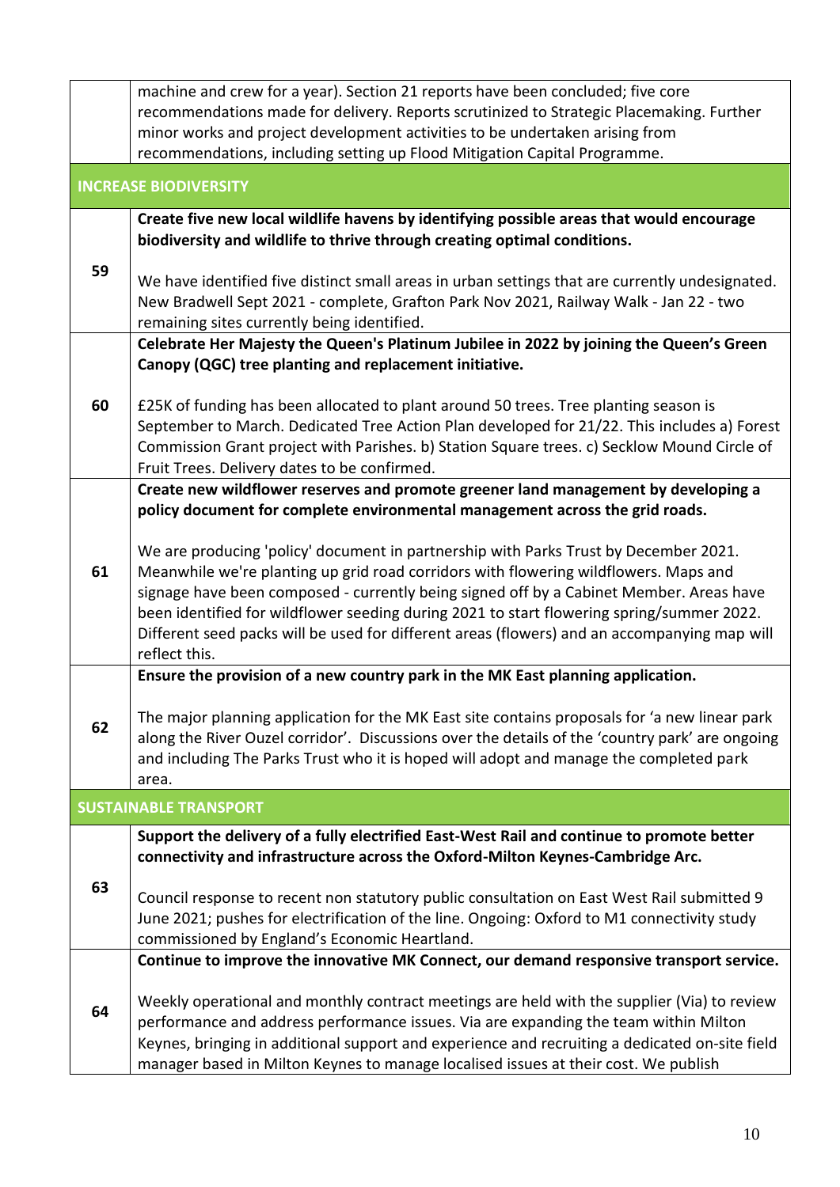| | |
|---|---|
| | machine and crew for a year). Section 21 reports have been concluded; five core recommendations made for delivery. Reports scrutinized to Strategic Placemaking. Further minor works and project development activities to be undertaken arising from recommendations, including setting up Flood Mitigation Capital Programme. |
| **INCREASE BIODIVERSITY** | |
| 59 | **Create five new local wildlife havens by identifying possible areas that would encourage biodiversity and wildlife to thrive through creating optimal conditions.**<br><br>We have identified five distinct small areas in urban settings that are currently undesignated. New Bradwell Sept 2021 - complete, Grafton Park Nov 2021, Railway Walk - Jan 22 - two remaining sites currently being identified. |
| 60 | **Celebrate Her Majesty the Queen's Platinum Jubilee in 2022 by joining the Queen's Green Canopy (QGC) tree planting and replacement initiative.**<br><br>£25K of funding has been allocated to plant around 50 trees. Tree planting season is September to March. Dedicated Tree Action Plan developed for 21/22. This includes a) Forest Commission Grant project with Parishes. b) Station Square trees. c) Secklow Mound Circle of Fruit Trees. Delivery dates to be confirmed. |
| 61 | **Create new wildflower reserves and promote greener land management by developing a policy document for complete environmental management across the grid roads.**<br><br>We are producing 'policy' document in partnership with Parks Trust by December 2021. Meanwhile we're planting up grid road corridors with flowering wildflowers. Maps and signage have been composed - currently being signed off by a Cabinet Member. Areas have been identified for wildflower seeding during 2021 to start flowering spring/summer 2022. Different seed packs will be used for different areas (flowers) and an accompanying map will reflect this. |
| 62 | **Ensure the provision of a new country park in the MK East planning application.**<br><br>The major planning application for the MK East site contains proposals for 'a new linear park along the River Ouzel corridor'. Discussions over the details of the 'country park' are ongoing and including The Parks Trust who it is hoped will adopt and manage the completed park area. |
| **SUSTAINABLE TRANSPORT** | |
| 63 | **Support the delivery of a fully electrified East-West Rail and continue to promote better connectivity and infrastructure across the Oxford-Milton Keynes-Cambridge Arc.**<br><br>Council response to recent non statutory public consultation on East West Rail submitted 9 June 2021; pushes for electrification of the line. Ongoing: Oxford to M1 connectivity study commissioned by England's Economic Heartland. |
| 64 | **Continue to improve the innovative MK Connect, our demand responsive transport service.**<br><br>Weekly operational and monthly contract meetings are held with the supplier (Via) to review performance and address performance issues. Via are expanding the team within Milton Keynes, bringing in additional support and experience and recruiting a dedicated on-site field manager based in Milton Keynes to manage localised issues at their cost. We publish |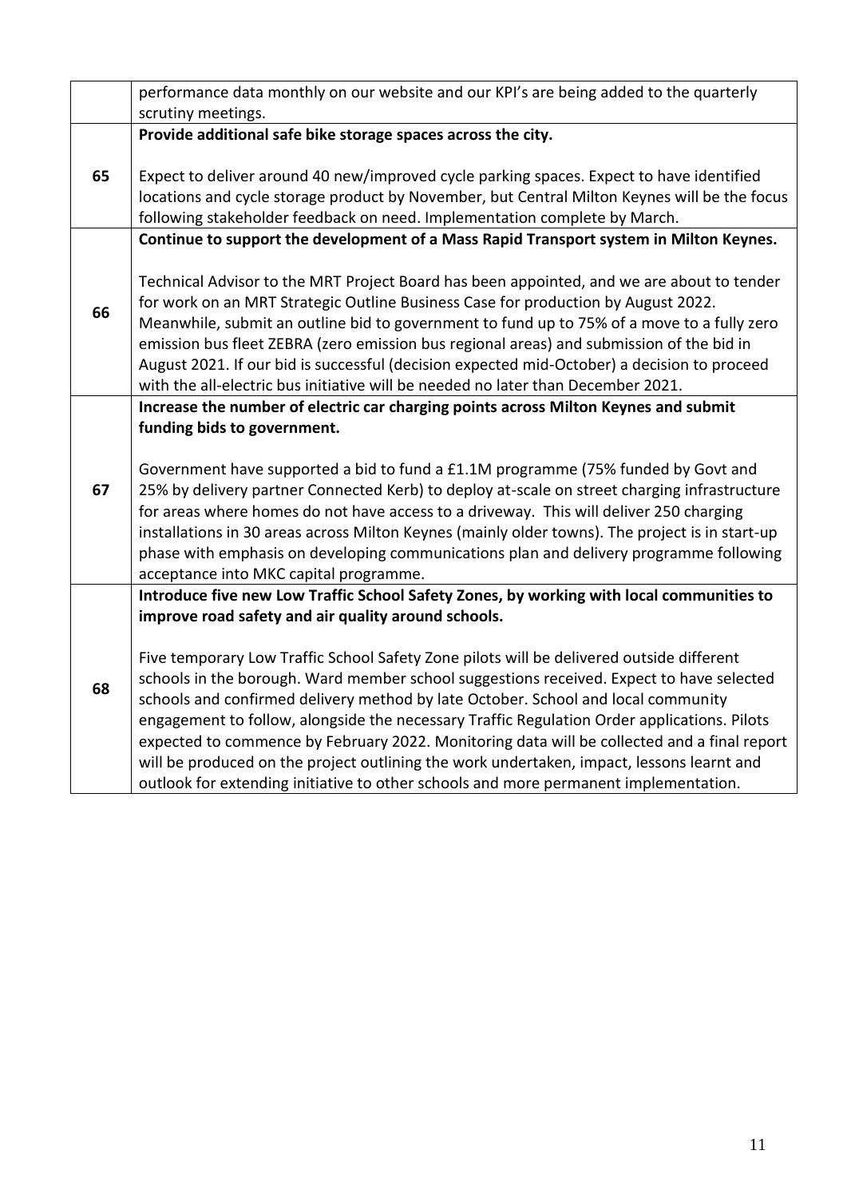| | |
|---|---|
| | performance data monthly on our website and our KPI's are being added to the quarterly scrutiny meetings. |
| 65 | **Provide additional safe bike storage spaces across the city.**<br><br>Expect to deliver around 40 new/improved cycle parking spaces. Expect to have identified locations and cycle storage product by November, but Central Milton Keynes will be the focus following stakeholder feedback on need. Implementation complete by March. |
| 66 | **Continue to support the development of a Mass Rapid Transport system in Milton Keynes.**<br><br>Technical Advisor to the MRT Project Board has been appointed, and we are about to tender for work on an MRT Strategic Outline Business Case for production by August 2022. Meanwhile, submit an outline bid to government to fund up to 75% of a move to a fully zero emission bus fleet ZEBRA (zero emission bus regional areas) and submission of the bid in August 2021. If our bid is successful (decision expected mid-October) a decision to proceed with the all-electric bus initiative will be needed no later than December 2021. |
| 67 | **Increase the number of electric car charging points across Milton Keynes and submit funding bids to government.**<br><br>Government have supported a bid to fund a £1.1M programme (75% funded by Govt and 25% by delivery partner Connected Kerb) to deploy at-scale on street charging infrastructure for areas where homes do not have access to a driveway. This will deliver 250 charging installations in 30 areas across Milton Keynes (mainly older towns). The project is in start-up phase with emphasis on developing communications plan and delivery programme following acceptance into MKC capital programme. |
| 68 | **Introduce five new Low Traffic School Safety Zones, by working with local communities to improve road safety and air quality around schools.**<br><br>Five temporary Low Traffic School Safety Zone pilots will be delivered outside different schools in the borough. Ward member school suggestions received. Expect to have selected schools and confirmed delivery method by late October. School and local community engagement to follow, alongside the necessary Traffic Regulation Order applications. Pilots expected to commence by February 2022. Monitoring data will be collected and a final report will be produced on the project outlining the work undertaken, impact, lessons learnt and outlook for extending initiative to other schools and more permanent implementation. |